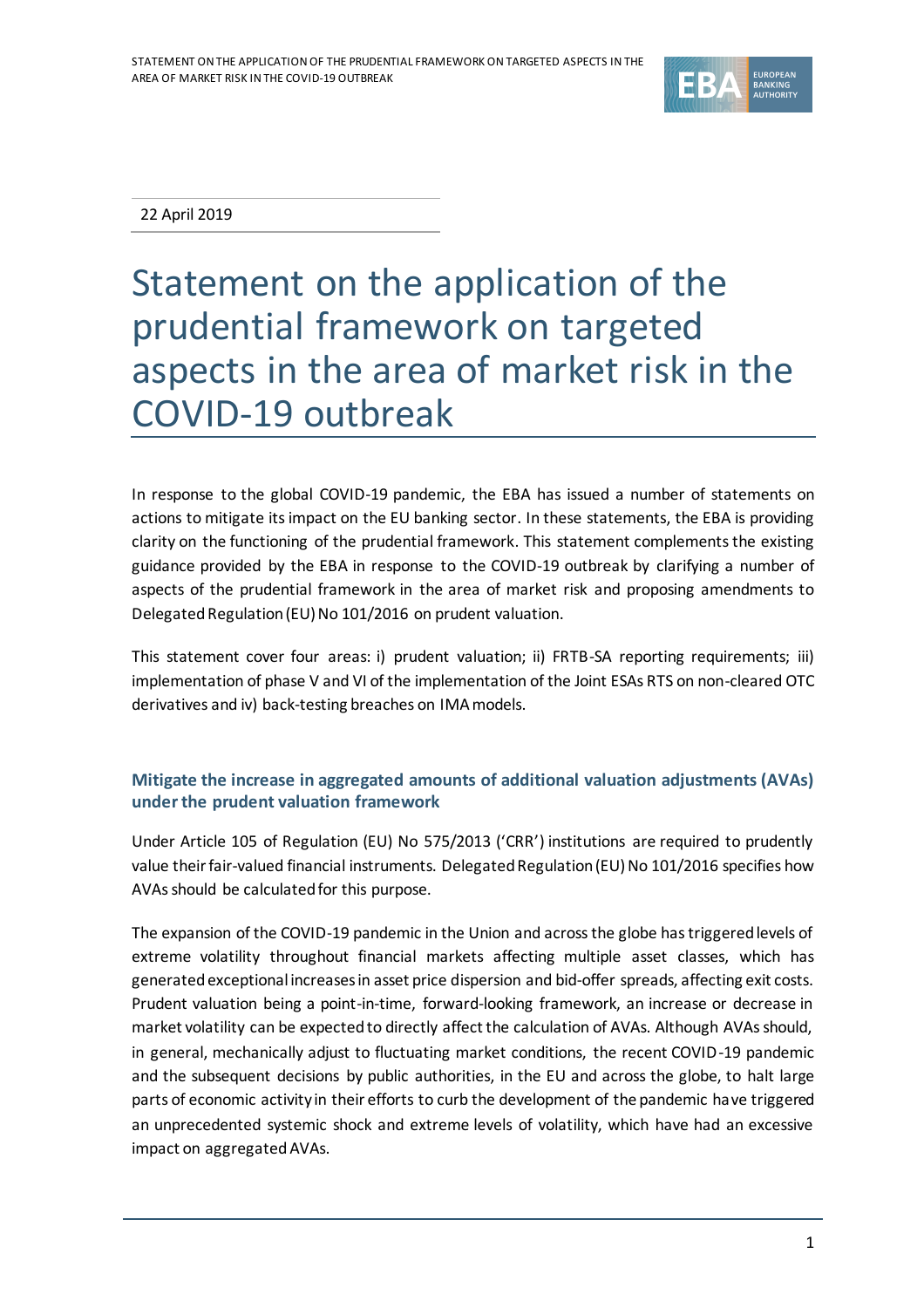22 April 2019

# Statement on the application of the prudential framework on targeted aspects in the area of market risk in the COVID-19 outbreak

In response to the global COVID-19 pandemic, the EBA has issued a number of statements on actions to mitigate its impact on the EU banking sector. In these statements, the EBA is providing clarity on the functioning of the prudential framework. This statement complements the existing guidance provided by the EBA in response to the COVID-19 outbreak by clarifying a number of aspects of the prudential framework in the area of market risk and proposing amendments to Delegated Regulation (EU) No 101/2016 on prudent valuation.

This statement cover four areas: i) prudent valuation; ii) FRTB-SA reporting requirements; iii) implementation of phase V and VI of the implementation of the Joint ESAs RTS on non-cleared OTC derivatives and iv) back-testing breaches on IMA models.

## Mitigate the increase in aggregated amounts of additional valuation adjustments (AVAs) under the prudent valuation framework

Under Article 105 of Regulation (EU) No 575/2013 ('CRR') institutions are required to prudently value their fair-valued financial instruments. Delegated Regulation (EU) No 101/2016 specifies how AVAs should be calculated for this purpose.

The expansion of the COVID-19 pandemic in the Union and across the globe has triggered levels of extreme volatility throughout financial markets affecting multiple asset classes, which has generated exceptional increases in asset price dispersion and bid-offer spreads, affecting exit costs. Prudent valuation being a point-in-time, forward-looking framework, an increase or decrease in market volatility can be expected to directly affect the calculation of AVAs. Although AVAs should, in general, mechanically adjust to fluctuating market conditions, the recent COVID-19 pandemic and the subsequent decisions by public authorities, in the EU and across the globe, to halt large parts of economic activity in their efforts to curb the development of the pandemic have triggered an unprecedented systemic shock and extreme levels of volatility, which have had an excessive impact on aggregated AVAs.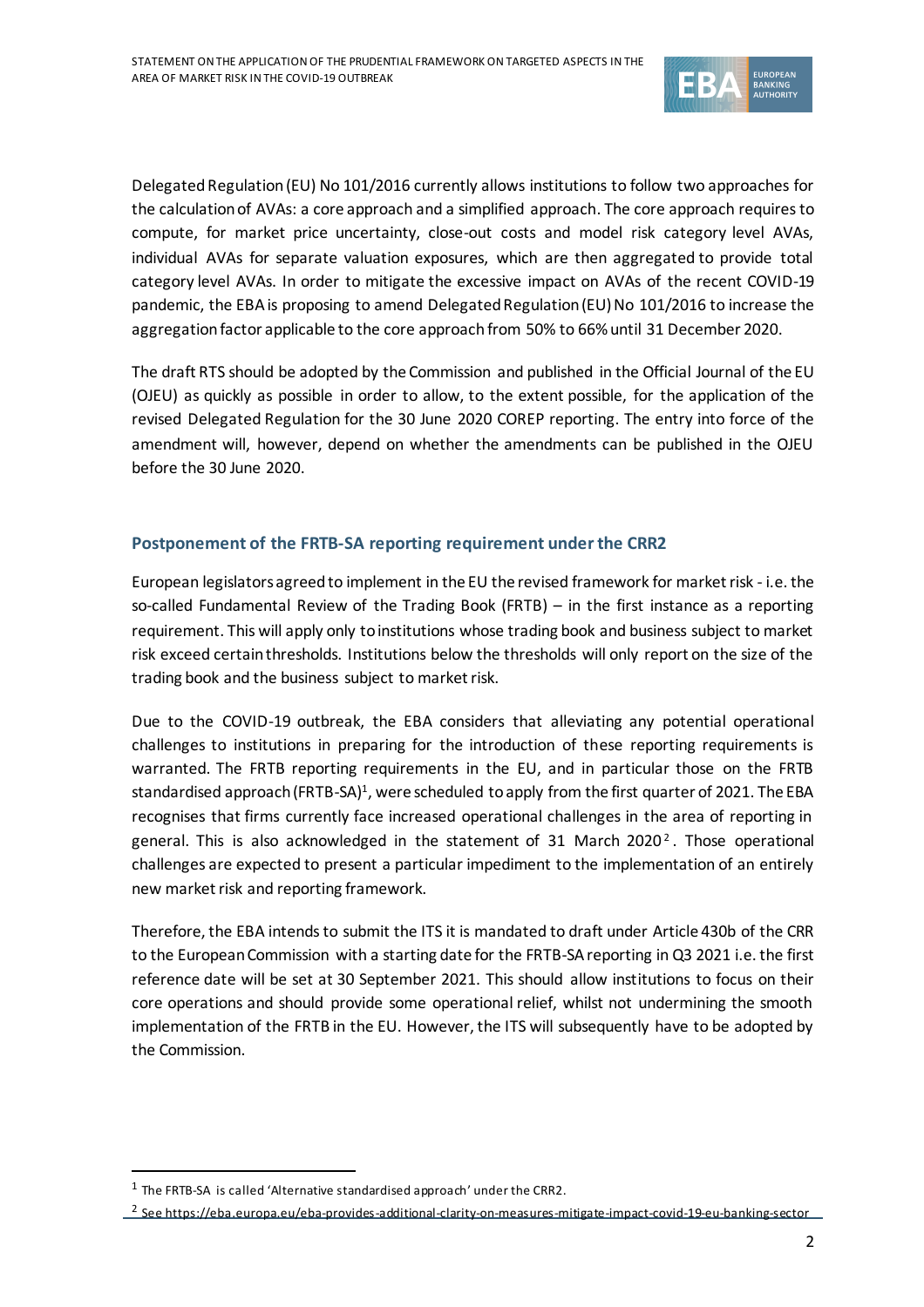Delegated Regulation (EU) No 101/2016 currently allows institutions to follow two approaches for the calculation of AVAs: a core approach and a simplified approach. The core approach requires to compute, for market price uncertainty, close-out costs and model risk category level AVAs, individual AVAs for separate valuation exposures, which are then aggregated to provide total category level AVAs. In order to mitigate the excessive impact on AVAs of the recent COVID-19 pandemic, the EBA is proposing to amend Delegated Regulation (EU) No 101/2016 to increase the aggregation factor applicable to the core approach from 50% to 66% until 31 December 2020.

The draft RTS should be adopted by the Commission and published in the Official Journal of the EU (OJEU) as quickly as possible in order to allow, to the extent possible, for the application of the revised Delegated Regulation for the 30 June 2020 COREP reporting. The entry into force of the amendment will, however, depend on whether the amendments can be published in the OJEU before the 30 June 2020.

## Postponement of the FRTB-SA reporting requirement under the CRR2

European legislators agreed to implement in the EU the revised framework for market risk - i.e. the so-called Fundamental Review of the Trading Book (FRTB) – in the first instance as a reporting requirement. This will apply only to institutions whose trading book and business subject to market risk exceed certain thresholds. Institutions below the thresholds will only report on the size of the trading book and the business subject to market risk.

Due to the COVID-19 outbreak, the EBA considers that alleviating any potential operational challenges to institutions in preparing for the introduction of these reporting requirements is warranted. The FRTB reporting requirements in the EU, and in particular those on the FRTB standardised approach (FRTB-SA)[1], were scheduled to apply from the first quarter of 2021. The EBA recognises that firms currently face increased operational challenges in the area of reporting in general. This is also acknowledged in the statement of 31 March 2020[2]. Those operational challenges are expected to present a particular impediment to the implementation of an entirely new market risk and reporting framework.

Therefore, the EBA intends to submit the ITS it is mandated to draft under Article 430b of the CRR to the European Commission with a starting date for the FRTB-SA reporting in Q3 2021 i.e. the first reference date will be set at 30 September 2021. This should allow institutions to focus on their core operations and should provide some operational relief, whilst not undermining the smooth implementation of the FRTB in the EU. However, the ITS will subsequently have to be adopted by the Commission.

---

[1] The FRTB-SA is called 'Alternative standardised approach' under the CRR2.

[2] See https://eba.europa.eu/eba-provides-additional-clarity-on-measures-mitigate-impact-covid-19-eu-banking-sector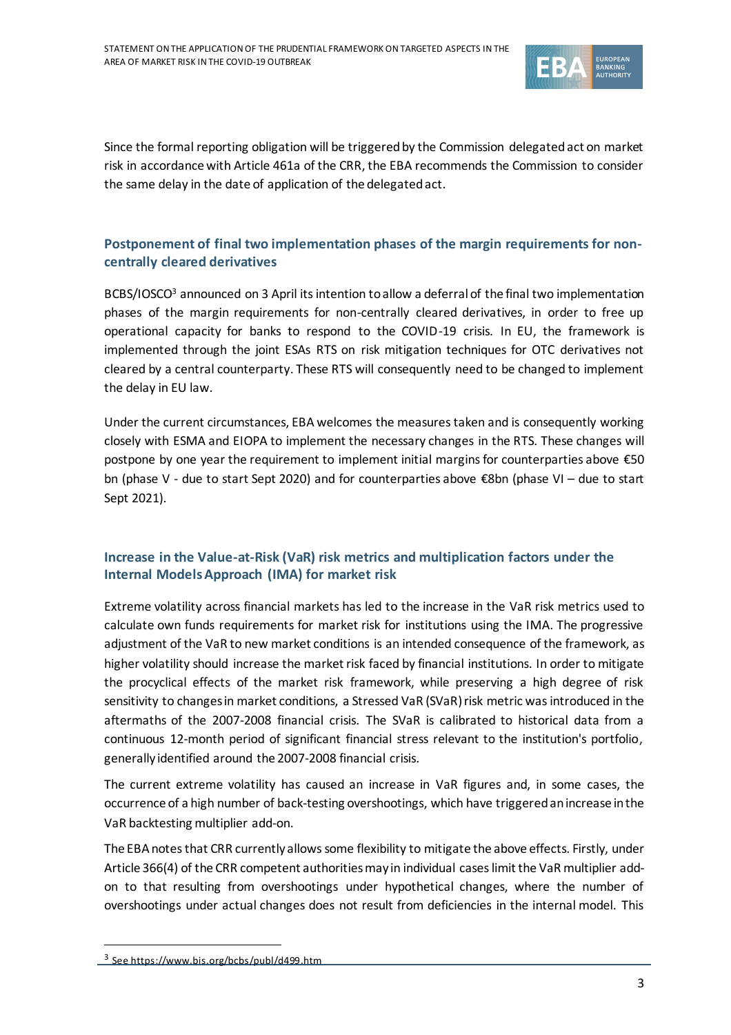Since the formal reporting obligation will be triggered by the Commission delegated act on market risk in accordance with Article 461a of the CRR, the EBA recommends the Commission to consider the same delay in the date of application of the delegated act.

### Postponement of final two implementation phases of the margin requirements for non-centrally cleared derivatives

BCBS/IOSCO[3] announced on 3 April its intention to allow a deferral of the final two implementation phases of the margin requirements for non-centrally cleared derivatives, in order to free up operational capacity for banks to respond to the COVID-19 crisis. In EU, the framework is implemented through the joint ESAs RTS on risk mitigation techniques for OTC derivatives not cleared by a central counterparty. These RTS will consequently need to be changed to implement the delay in EU law.

Under the current circumstances, EBA welcomes the measures taken and is consequently working closely with ESMA and EIOPA to implement the necessary changes in the RTS. These changes will postpone by one year the requirement to implement initial margins for counterparties above €50 bn (phase V - due to start Sept 2020) and for counterparties above €8bn (phase VI – due to start Sept 2021).

### Increase in the Value-at-Risk (VaR) risk metrics and multiplication factors under the Internal Models Approach (IMA) for market risk

Extreme volatility across financial markets has led to the increase in the VaR risk metrics used to calculate own funds requirements for market risk for institutions using the IMA. The progressive adjustment of the VaR to new market conditions is an intended consequence of the framework, as higher volatility should increase the market risk faced by financial institutions. In order to mitigate the procyclical effects of the market risk framework, while preserving a high degree of risk sensitivity to changes in market conditions, a Stressed VaR (SVaR) risk metric was introduced in the aftermaths of the 2007-2008 financial crisis. The SVaR is calibrated to historical data from a continuous 12-month period of significant financial stress relevant to the institution's portfolio, generally identified around the 2007-2008 financial crisis.

The current extreme volatility has caused an increase in VaR figures and, in some cases, the occurrence of a high number of back-testing overshootings, which have triggered an increase in the VaR backtesting multiplier add-on.

The EBA notes that CRR currently allows some flexibility to mitigate the above effects. Firstly, under Article 366(4) of the CRR competent authorities may in individual cases limit the VaR multiplier add-on to that resulting from overshootings under hypothetical changes, where the number of overshootings under actual changes does not result from deficiencies in the internal model. This

---

[3] See https://www.bis.org/bcbs/publ/d499.htm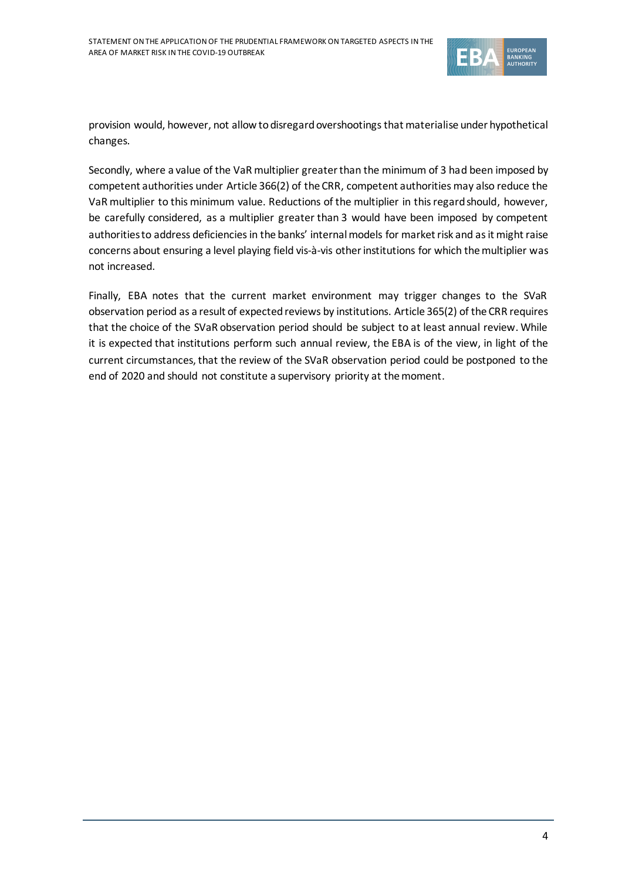provision would, however, not allow to disregard overshootings that materialise under hypothetical changes.

Secondly, where a value of the VaR multiplier greater than the minimum of 3 had been imposed by competent authorities under Article 366(2) of the CRR, competent authorities may also reduce the VaR multiplier to this minimum value. Reductions of the multiplier in this regard should, however, be carefully considered, as a multiplier greater than 3 would have been imposed by competent authorities to address deficiencies in the banks' internal models for market risk and as it might raise concerns about ensuring a level playing field vis-à-vis other institutions for which the multiplier was not increased.

Finally, EBA notes that the current market environment may trigger changes to the SVaR observation period as a result of expected reviews by institutions. Article 365(2) of the CRR requires that the choice of the SVaR observation period should be subject to at least annual review. While it is expected that institutions perform such annual review, the EBA is of the view, in light of the current circumstances, that the review of the SVaR observation period could be postponed to the end of 2020 and should not constitute a supervisory priority at the moment.